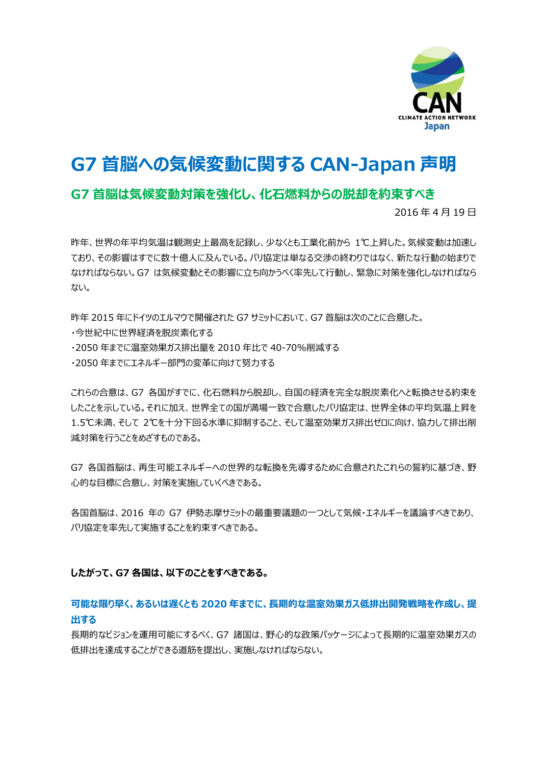# G7 首脳への気候変動に関する CAN-Japan 声明

## G7 首脳は気候変動対策を強化し、化石燃料からの脱却を約束すべき

2016 年 4 月 19 日

昨年、世界の年平均気温は観測史上最高を記録し、少なくとも工業化前から 1℃上昇した。気候変動は加速しており、その影響はすでに数十億人に及んでいる。パリ協定は単なる交渉の終わりではなく、新たな行動の始まりでなければならない。G7 は気候変動とその影響に立ち向かうべく率先して行動し、緊急に対策を強化しなければならない。

昨年 2015 年にドイツのエルマウで開催された G7 サミットにおいて、G7 首脳は次のことに合意した。

・今世紀中に世界経済を脱炭素化する
・2050 年までに温室効果ガス排出量を 2010 年比で 40-70%削減する
・2050 年までにエネルギー部門の変革に向けて努力する

これらの合意は、G7 各国がすでに、化石燃料から脱却し、自国の経済を完全な脱炭素化へと転換させる約束をしたことを示している。それに加え、世界全ての国が満場一致で合意したパリ協定は、世界全体の平均気温上昇を 1.5℃未満、そして 2℃を十分下回る水準に抑制すること、そして温室効果ガス排出ゼロに向け、協力して排出削減対策を行うことをめざすものである。

G7 各国首脳は、再生可能エネルギーへの世界的な転換を先導するために合意されたこれらの誓約に基づき、野心的な目標に合意し、対策を実施していくべきである。

各国首脳は、2016 年の G7 伊勢志摩サミットの最重要議題の一つとして気候・エネルギーを議論すべきであり、パリ協定を率先して実施することを約束すべきである。

**したがって、G7 各国は、以下のことをすべきである。**

### 可能な限り早く、あるいは遅くとも 2020 年までに、長期的な温室効果ガス低排出開発戦略を作成し、提出する

長期的なビジョンを運用可能にするべく、G7 諸国は、野心的な政策パッケージによって長期的に温室効果ガスの低排出を達成することができる道筋を提出し、実施しなければならない。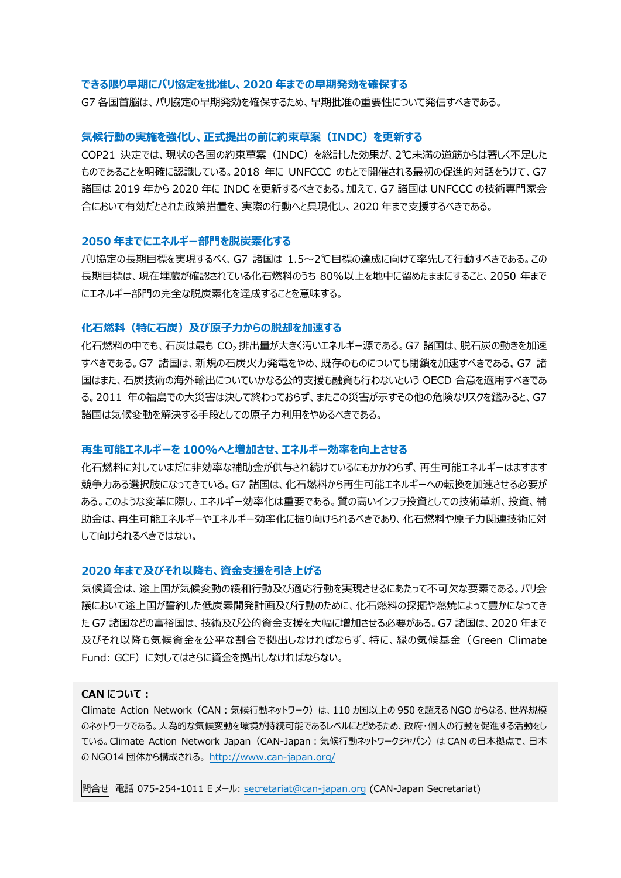### できる限り早期にパリ協定を批准し、2020 年までの早期発効を確保する

G7 各国首脳は、パリ協定の早期発効を確保するため、早期批准の重要性について発信すべきである。

### 気候行動の実施を強化し、正式提出の前に約束草案（INDC）を更新する

COP21 決定では、現状の各国の約束草案（INDC）を総計した効果が、2℃未満の道筋からは著しく不足したものであることを明確に認識している。2018 年に UNFCCC のもとで開催される最初の促進的対話をうけて、G7 諸国は 2019 年から 2020 年に INDC を更新するべきである。加えて、G7 諸国は UNFCCC の技術専門家会合において有効だとされた政策措置を、実際の行動へと具現化し、2020 年まで支援するべきである。

### 2050 年までにエネルギー部門を脱炭素化する

パリ協定の長期目標を実現するべく、G7 諸国は 1.5～2℃目標の達成に向けて率先して行動すべきである。この長期目標は、現在埋蔵が確認されている化石燃料のうち 80%以上を地中に留めたままにすること、2050 年までにエネルギー部門の完全な脱炭素化を達成することを意味する。

### 化石燃料（特に石炭）及び原子力からの脱却を加速する

化石燃料の中でも、石炭は最も $CO_2$ 排出量が大きく汚いエネルギー源である。G7 諸国は、脱石炭の動きを加速すべきである。G7 諸国は、新規の石炭火力発電をやめ、既存のものについても閉鎖を加速すべきである。G7 諸国はまた、石炭技術の海外輸出についていかなる公的支援も融資も行わないという OECD 合意を適用すべきである。2011 年の福島での大災害は決して終わっておらず、またこの災害が示すその他の危険なリスクを鑑みると、G7 諸国は気候変動を解決する手段としての原子力利用をやめるべきである。

### 再生可能エネルギーを 100%へと増加させ、エネルギー効率を向上させる

化石燃料に対していまだに非効率な補助金が供与され続けているにもかかわらず、再生可能エネルギーはますます競争力ある選択肢になってきている。G7 諸国は、化石燃料から再生可能エネルギーへの転換を加速させる必要がある。このような変革に際し、エネルギー効率化は重要である。質の高いインフラ投資としての技術革新、投資、補助金は、再生可能エネルギーやエネルギー効率化に振り向けられるべきであり、化石燃料や原子力関連技術に対して向けられるべきではない。

### 2020 年まで及びそれ以降も、資金支援を引き上げる

気候資金は、途上国が気候変動の緩和行動及び適応行動を実現させるにあたって不可欠な要素である。パリ会議において途上国が誓約した低炭素開発計画及び行動のために、化石燃料の採掘や燃焼によって豊かになってきた G7 諸国などの富裕国は、技術及び公的資金支援を大幅に増加させる必要がある。G7 諸国は、2020 年まで及びそれ以降も気候資金を公平な割合で拠出しなければならず、特に、緑の気候基金（Green Climate Fund: GCF）に対してはさらに資金を拠出しなければならない。

**CAN について：**

Climate Action Network（CAN：気候行動ネットワーク）は、110 カ国以上の 950 を超える NGO からなる、世界規模のネットワークである。人為的な気候変動を環境が持続可能であるレベルにとどめるため、政府・個人の行動を促進する活動をしている。Climate Action Network Japan（CAN-Japan：気候行動ネットワークジャパン）は CAN の日本拠点で、日本の NGO14 団体から構成される。http://www.can-japan.org/

問合せ 電話 075-254-1011 E メール: secretariat@can-japan.org (CAN-Japan Secretariat)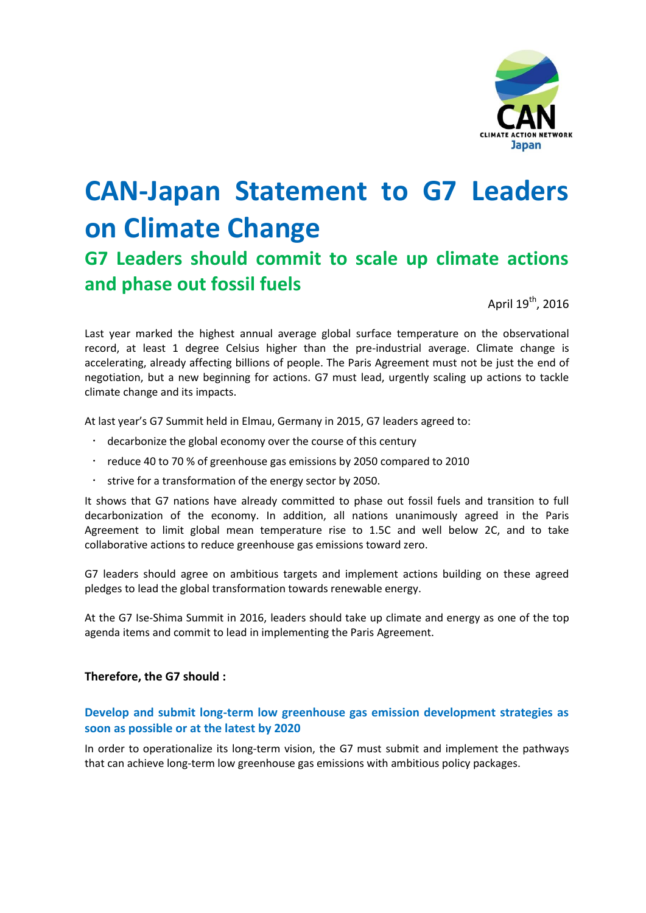# CAN-Japan Statement to G7 Leaders on Climate Change

## G7 Leaders should commit to scale up climate actions and phase out fossil fuels

April 19th, 2016

Last year marked the highest annual average global surface temperature on the observational record, at least 1 degree Celsius higher than the pre-industrial average. Climate change is accelerating, already affecting billions of people. The Paris Agreement must not be just the end of negotiation, but a new beginning for actions. G7 must lead, urgently scaling up actions to tackle climate change and its impacts.

At last year's G7 Summit held in Elmau, Germany in 2015, G7 leaders agreed to:

- decarbonize the global economy over the course of this century
- reduce 40 to 70 % of greenhouse gas emissions by 2050 compared to 2010
- strive for a transformation of the energy sector by 2050.

It shows that G7 nations have already committed to phase out fossil fuels and transition to full decarbonization of the economy. In addition, all nations unanimously agreed in the Paris Agreement to limit global mean temperature rise to 1.5C and well below 2C, and to take collaborative actions to reduce greenhouse gas emissions toward zero.

G7 leaders should agree on ambitious targets and implement actions building on these agreed pledges to lead the global transformation towards renewable energy.

At the G7 Ise-Shima Summit in 2016, leaders should take up climate and energy as one of the top agenda items and commit to lead in implementing the Paris Agreement.

**Therefore, the G7 should :**

### Develop and submit long-term low greenhouse gas emission development strategies as soon as possible or at the latest by 2020

In order to operationalize its long-term vision, the G7 must submit and implement the pathways that can achieve long-term low greenhouse gas emissions with ambitious policy packages.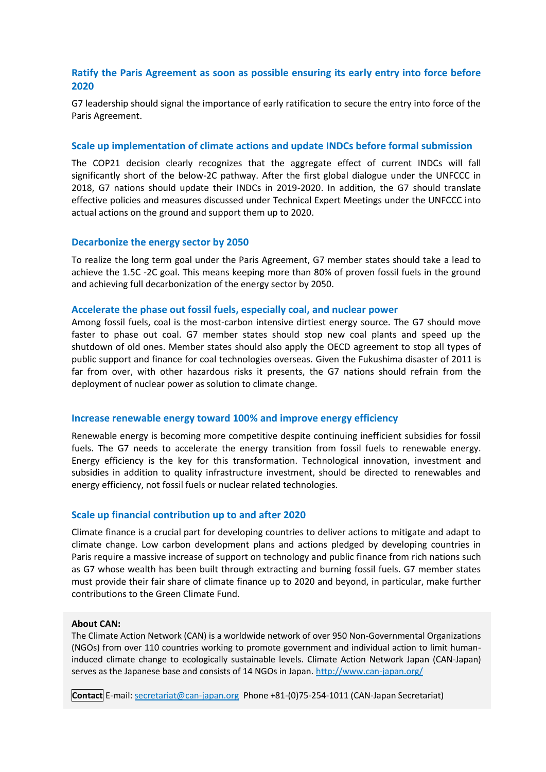### Ratify the Paris Agreement as soon as possible ensuring its early entry into force before 2020

G7 leadership should signal the importance of early ratification to secure the entry into force of the Paris Agreement.

### Scale up implementation of climate actions and update INDCs before formal submission

The COP21 decision clearly recognizes that the aggregate effect of current INDCs will fall significantly short of the below-2C pathway. After the first global dialogue under the UNFCCC in 2018, G7 nations should update their INDCs in 2019-2020. In addition, the G7 should translate effective policies and measures discussed under Technical Expert Meetings under the UNFCCC into actual actions on the ground and support them up to 2020.

### Decarbonize the energy sector by 2050

To realize the long term goal under the Paris Agreement, G7 member states should take a lead to achieve the 1.5C -2C goal. This means keeping more than 80% of proven fossil fuels in the ground and achieving full decarbonization of the energy sector by 2050.

### Accelerate the phase out fossil fuels, especially coal, and nuclear power

Among fossil fuels, coal is the most-carbon intensive dirtiest energy source. The G7 should move faster to phase out coal. G7 member states should stop new coal plants and speed up the shutdown of old ones. Member states should also apply the OECD agreement to stop all types of public support and finance for coal technologies overseas. Given the Fukushima disaster of 2011 is far from over, with other hazardous risks it presents, the G7 nations should refrain from the deployment of nuclear power as solution to climate change.

### Increase renewable energy toward 100% and improve energy efficiency

Renewable energy is becoming more competitive despite continuing inefficient subsidies for fossil fuels. The G7 needs to accelerate the energy transition from fossil fuels to renewable energy. Energy efficiency is the key for this transformation. Technological innovation, investment and subsidies in addition to quality infrastructure investment, should be directed to renewables and energy efficiency, not fossil fuels or nuclear related technologies.

### Scale up financial contribution up to and after 2020

Climate finance is a crucial part for developing countries to deliver actions to mitigate and adapt to climate change. Low carbon development plans and actions pledged by developing countries in Paris require a massive increase of support on technology and public finance from rich nations such as G7 whose wealth has been built through extracting and burning fossil fuels. G7 member states must provide their fair share of climate finance up to 2020 and beyond, in particular, make further contributions to the Green Climate Fund.

**About CAN:**
The Climate Action Network (CAN) is a worldwide network of over 950 Non-Governmental Organizations (NGOs) from over 110 countries working to promote government and individual action to limit human-induced climate change to ecologically sustainable levels. Climate Action Network Japan (CAN-Japan) serves as the Japanese base and consists of 14 NGOs in Japan. http://www.can-japan.org/

**Contact** E-mail: secretariat@can-japan.org Phone +81-(0)75-254-1011 (CAN-Japan Secretariat)